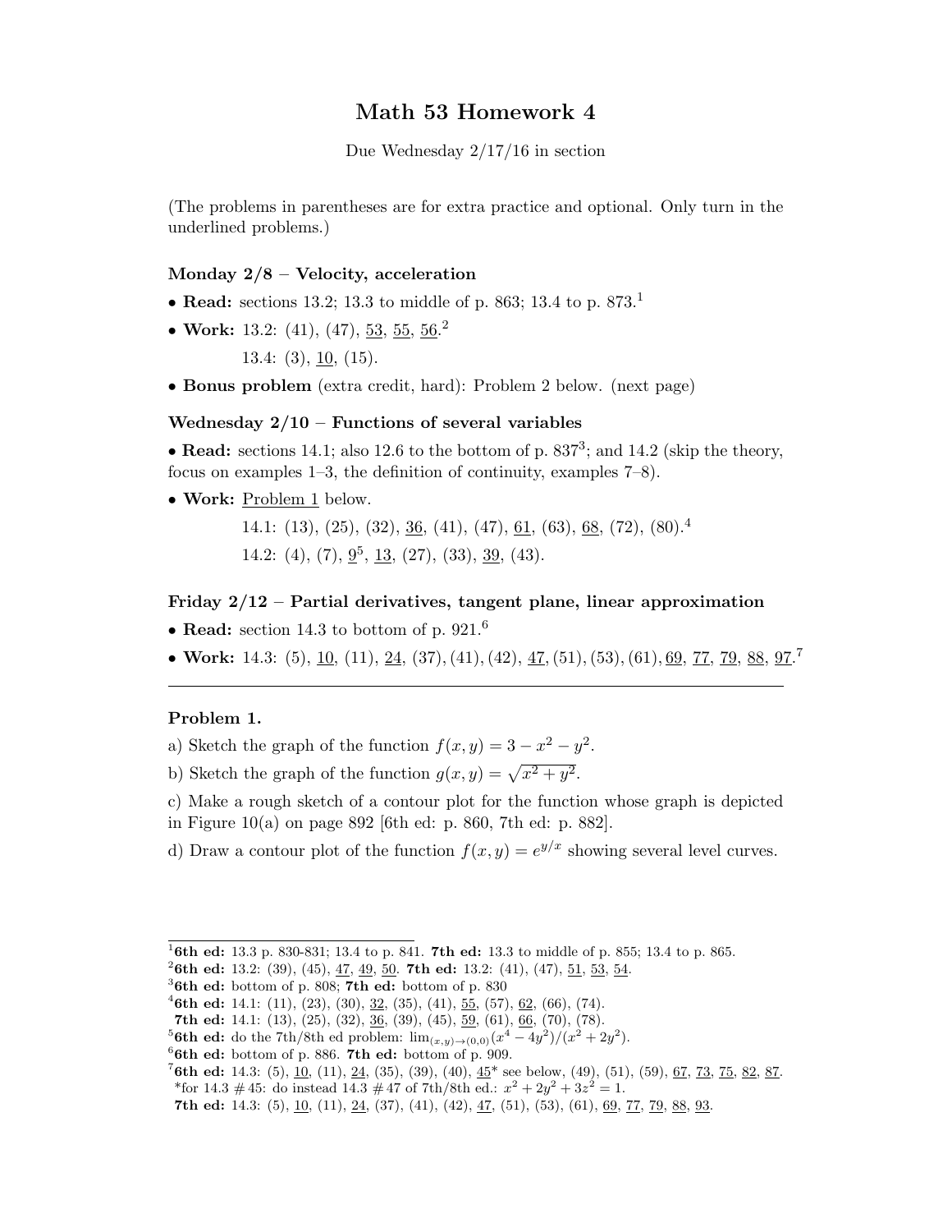# Math 53 Homework 4

Due Wednesday 2/17/16 in section

(The problems in parentheses are for extra practice and optional. Only turn in the underlined problems.)

### Monday 2/8 – Velocity, acceleration

- **Read:** sections 13.2; 13.3 to middle of p. 863; 13.4 to p. 873.[1]
- **Work:** 13.2: (41), (47), <u>53</u>, <u>55</u>, <u>56</u>.[2]

  13.4: (3), <u>10</u>, (15).
- **Bonus problem** (extra credit, hard): Problem 2 below. (next page)

### Wednesday 2/10 – Functions of several variables

- **Read:** sections 14.1; also 12.6 to the bottom of p. 837[3]; and 14.2 (skip the theory, focus on examples 1–3, the definition of continuity, examples 7–8).
- **Work:** <u>Problem 1</u> below.

  14.1: (13), (25), (32), <u>36</u>, (41), (47), <u>61</u>, (63), <u>68</u>, (72), (80).[4]

  14.2: (4), (7), <u>9</u>[5], <u>13</u>, (27), (33), <u>39</u>, (43).

### Friday 2/12 – Partial derivatives, tangent plane, linear approximation

- **Read:** section 14.3 to bottom of p. 921.[6]
- **Work:** 14.3: (5), <u>10</u>, (11), <u>24</u>, (37), (41), (42), <u>47</u>, (51), (53), (61), <u>69</u>, <u>77</u>, <u>79</u>, <u>88</u>, <u>97</u>.[7]

---

**Problem 1.**

a) Sketch the graph of the function $f(x, y) = 3 - x^2 - y^2$.

b) Sketch the graph of the function $g(x, y) = \sqrt{x^2 + y^2}$.

c) Make a rough sketch of a contour plot for the function whose graph is depicted in Figure 10(a) on page 892 [6th ed: p. 860, 7th ed: p. 882].

d) Draw a contour plot of the function $f(x, y) = e^{y/x}$ showing several level curves.

---

[1] **6th ed:** 13.3 p. 830-831; 13.4 to p. 841. **7th ed:** 13.3 to middle of p. 855; 13.4 to p. 865.

[2] **6th ed:** 13.2: (39), (45), <u>47</u>, <u>49</u>, <u>50</u>. **7th ed:** 13.2: (41), (47), <u>51</u>, <u>53</u>, <u>54</u>.

[3] **6th ed:** bottom of p. 808; **7th ed:** bottom of p. 830

[4] **6th ed:** 14.1: (11), (23), (30), <u>32</u>, (35), (41), <u>55</u>, (57), <u>62</u>, (66), (74).
**7th ed:** 14.1: (13), (25), (32), <u>36</u>, (39), (45), <u>59</u>, (61), <u>66</u>, (70), (78).

[5] **6th ed:** do the 7th/8th ed problem: $\lim_{(x,y)\to(0,0)}(x^4 - 4y^2)/(x^2 + 2y^2)$.

[6] **6th ed:** bottom of p. 886. **7th ed:** bottom of p. 909.

[7] **6th ed:** 14.3: (5), <u>10</u>, (11), <u>24</u>, (35), (39), (40), <u>45</u>* see below, (49), (51), (59), <u>67</u>, <u>73</u>, <u>75</u>, <u>82</u>, <u>87</u>.
*for 14.3 # 45: do instead 14.3 # 47 of 7th/8th ed.: $x^2 + 2y^2 + 3z^2 = 1$.
**7th ed:** 14.3: (5), <u>10</u>, (11), <u>24</u>, (37), (41), (42), <u>47</u>, (51), (53), (61), <u>69</u>, <u>77</u>, <u>79</u>, <u>88</u>, <u>93</u>.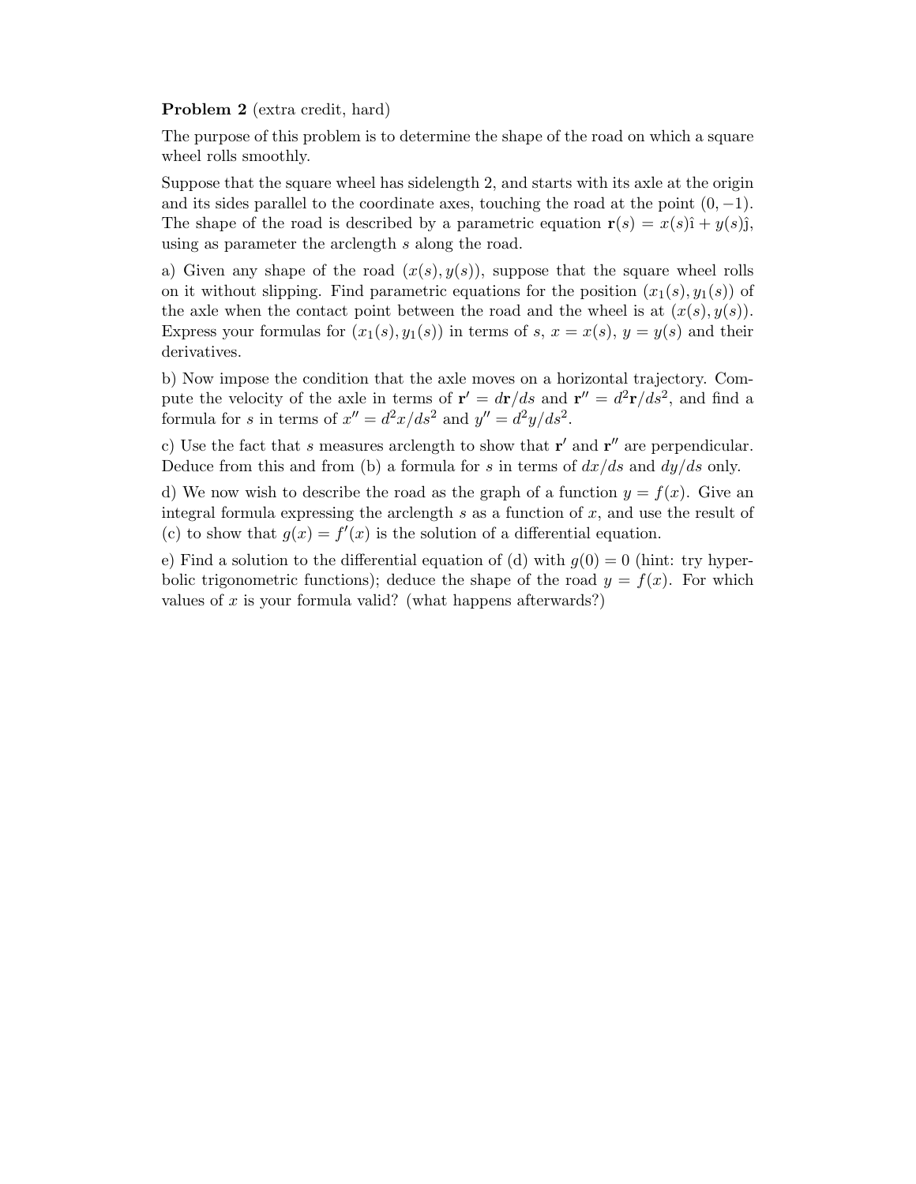**Problem 2** (extra credit, hard)

The purpose of this problem is to determine the shape of the road on which a square wheel rolls smoothly.

Suppose that the square wheel has sidelength 2, and starts with its axle at the origin and its sides parallel to the coordinate axes, touching the road at the point $(0, -1)$. The shape of the road is described by a parametric equation $\mathbf{r}(s) = x(s)\hat{\imath} + y(s)\hat{\jmath}$, using as parameter the arclength $s$ along the road.

a) Given any shape of the road $(x(s), y(s))$, suppose that the square wheel rolls on it without slipping. Find parametric equations for the position $(x_1(s), y_1(s))$ of the axle when the contact point between the road and the wheel is at $(x(s), y(s))$. Express your formulas for $(x_1(s), y_1(s))$ in terms of $s$, $x = x(s)$, $y = y(s)$ and their derivatives.

b) Now impose the condition that the axle moves on a horizontal trajectory. Compute the velocity of the axle in terms of $\mathbf{r}' = d\mathbf{r}/ds$ and $\mathbf{r}'' = d^2\mathbf{r}/ds^2$, and find a formula for $s$ in terms of $x'' = d^2x/ds^2$ and $y'' = d^2y/ds^2$.

c) Use the fact that $s$ measures arclength to show that $\mathbf{r}'$ and $\mathbf{r}''$ are perpendicular. Deduce from this and from (b) a formula for $s$ in terms of $dx/ds$ and $dy/ds$ only.

d) We now wish to describe the road as the graph of a function $y = f(x)$. Give an integral formula expressing the arclength $s$ as a function of $x$, and use the result of (c) to show that $g(x) = f'(x)$ is the solution of a differential equation.

e) Find a solution to the differential equation of (d) with $g(0) = 0$ (hint: try hyperbolic trigonometric functions); deduce the shape of the road $y = f(x)$. For which values of $x$ is your formula valid? (what happens afterwards?)